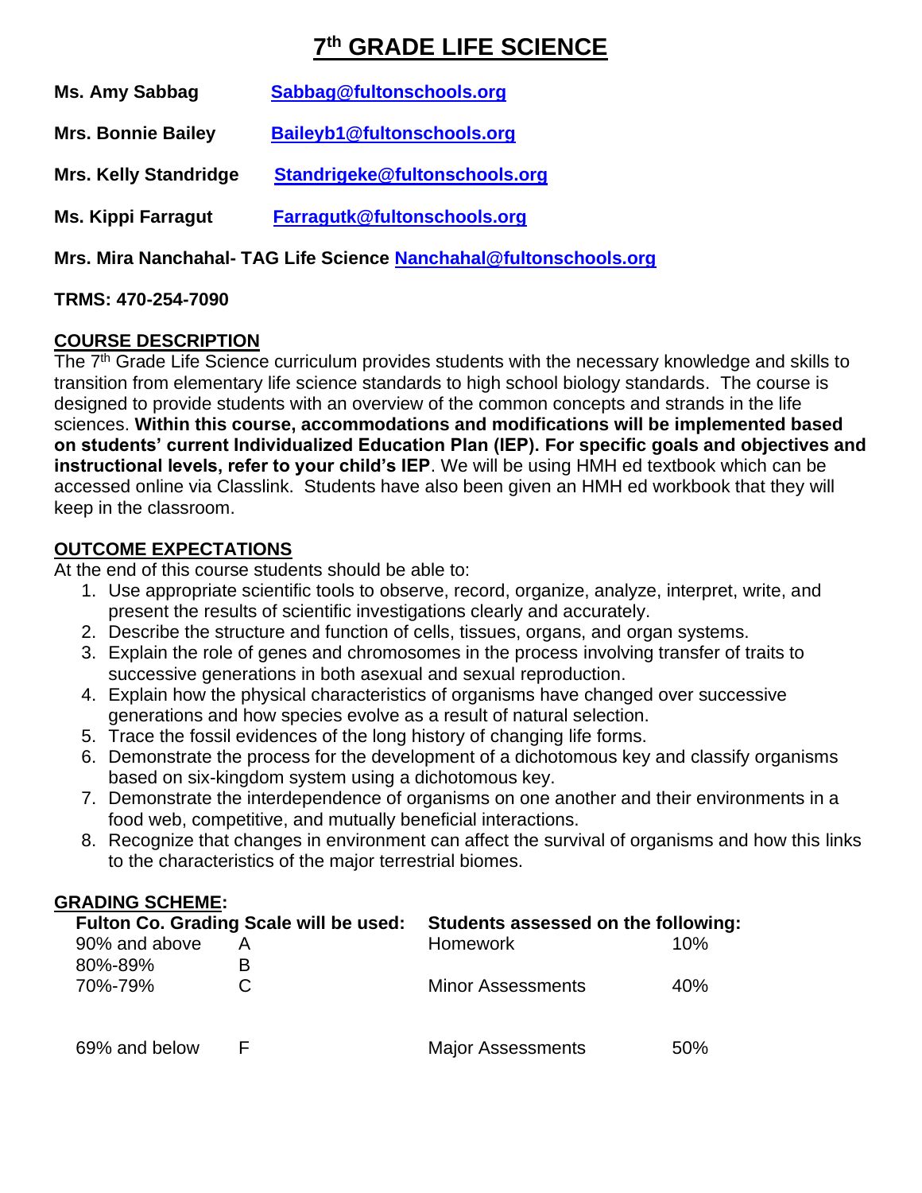# 7th GRADE LIFE SCIENCE

**Ms. Amy Sabbag** Sabbag@fultonschools.org

**Mrs. Bonnie Bailey** Baileyb1@fultonschools.org

**Mrs. Kelly Standridge** Standrigeke@fultonschools.org

**Ms. Kippi Farragut** Farragutk@fultonschools.org

**Mrs. Mira Nanchahal- TAG Life Science** Nanchahal@fultonschools.org

**TRMS: 470-254-7090**

## COURSE DESCRIPTION

The 7th Grade Life Science curriculum provides students with the necessary knowledge and skills to transition from elementary life science standards to high school biology standards. The course is designed to provide students with an overview of the common concepts and strands in the life sciences. **Within this course, accommodations and modifications will be implemented based on students' current Individualized Education Plan (IEP). For specific goals and objectives and instructional levels, refer to your child's IEP**. We will be using HMH ed textbook which can be accessed online via Classlink. Students have also been given an HMH ed workbook that they will keep in the classroom.

## OUTCOME EXPECTATIONS

At the end of this course students should be able to:

1. Use appropriate scientific tools to observe, record, organize, analyze, interpret, write, and present the results of scientific investigations clearly and accurately.
2. Describe the structure and function of cells, tissues, organs, and organ systems.
3. Explain the role of genes and chromosomes in the process involving transfer of traits to successive generations in both asexual and sexual reproduction.
4. Explain how the physical characteristics of organisms have changed over successive generations and how species evolve as a result of natural selection.
5. Trace the fossil evidences of the long history of changing life forms.
6. Demonstrate the process for the development of a dichotomous key and classify organisms based on six-kingdom system using a dichotomous key.
7. Demonstrate the interdependence of organisms on one another and their environments in a food web, competitive, and mutually beneficial interactions.
8. Recognize that changes in environment can affect the survival of organisms and how this links to the characteristics of the major terrestrial biomes.

## GRADING SCHEME:

| Fulton Co. Grading Scale will be used: | | Students assessed on the following: | |
|---|---|---|---|
| 90% and above | A | Homework | 10% |
| 80%-89% | B | | |
| 70%-79% | C | Minor Assessments | 40% |
| 69% and below | F | Major Assessments | 50% |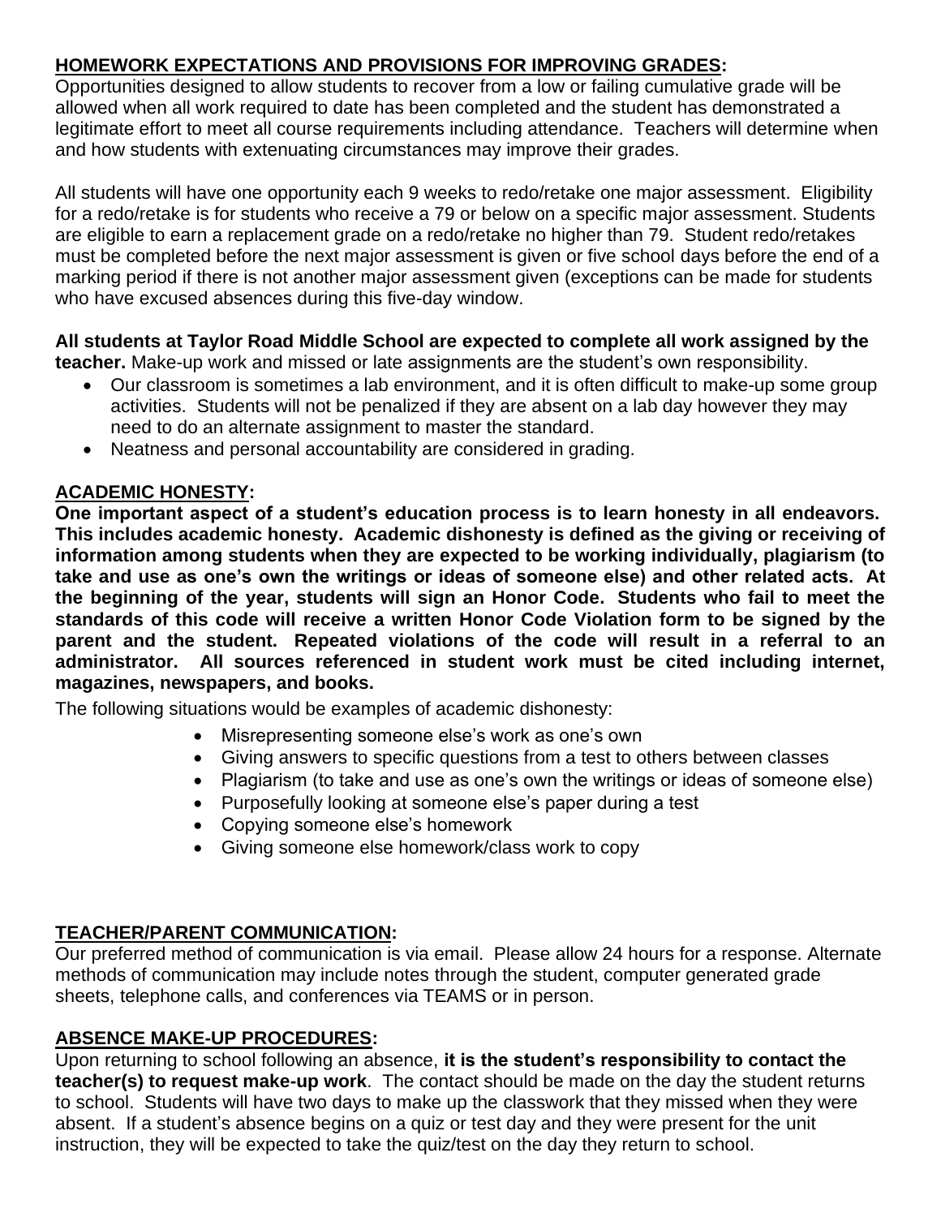## **HOMEWORK EXPECTATIONS AND PROVISIONS FOR IMPROVING GRADES:**

Opportunities designed to allow students to recover from a low or failing cumulative grade will be allowed when all work required to date has been completed and the student has demonstrated a legitimate effort to meet all course requirements including attendance. Teachers will determine when and how students with extenuating circumstances may improve their grades.

All students will have one opportunity each 9 weeks to redo/retake one major assessment. Eligibility for a redo/retake is for students who receive a 79 or below on a specific major assessment. Students are eligible to earn a replacement grade on a redo/retake no higher than 79. Student redo/retakes must be completed before the next major assessment is given or five school days before the end of a marking period if there is not another major assessment given (exceptions can be made for students who have excused absences during this five-day window.

**All students at Taylor Road Middle School are expected to complete all work assigned by the teacher.** Make-up work and missed or late assignments are the student's own responsibility.

- Our classroom is sometimes a lab environment, and it is often difficult to make-up some group activities. Students will not be penalized if they are absent on a lab day however they may need to do an alternate assignment to master the standard.
- Neatness and personal accountability are considered in grading.

## **ACADEMIC HONESTY:**

**One important aspect of a student's education process is to learn honesty in all endeavors. This includes academic honesty. Academic dishonesty is defined as the giving or receiving of information among students when they are expected to be working individually, plagiarism (to take and use as one's own the writings or ideas of someone else) and other related acts. At the beginning of the year, students will sign an Honor Code. Students who fail to meet the standards of this code will receive a written Honor Code Violation form to be signed by the parent and the student. Repeated violations of the code will result in a referral to an administrator. All sources referenced in student work must be cited including internet, magazines, newspapers, and books.**

The following situations would be examples of academic dishonesty:

- Misrepresenting someone else's work as one's own
- Giving answers to specific questions from a test to others between classes
- Plagiarism (to take and use as one's own the writings or ideas of someone else)
- Purposefully looking at someone else's paper during a test
- Copying someone else's homework
- Giving someone else homework/class work to copy

## **TEACHER/PARENT COMMUNICATION:**

Our preferred method of communication is via email. Please allow 24 hours for a response. Alternate methods of communication may include notes through the student, computer generated grade sheets, telephone calls, and conferences via TEAMS or in person.

## **ABSENCE MAKE-UP PROCEDURES:**

Upon returning to school following an absence, **it is the student's responsibility to contact the teacher(s) to request make-up work**. The contact should be made on the day the student returns to school. Students will have two days to make up the classwork that they missed when they were absent. If a student's absence begins on a quiz or test day and they were present for the unit instruction, they will be expected to take the quiz/test on the day they return to school.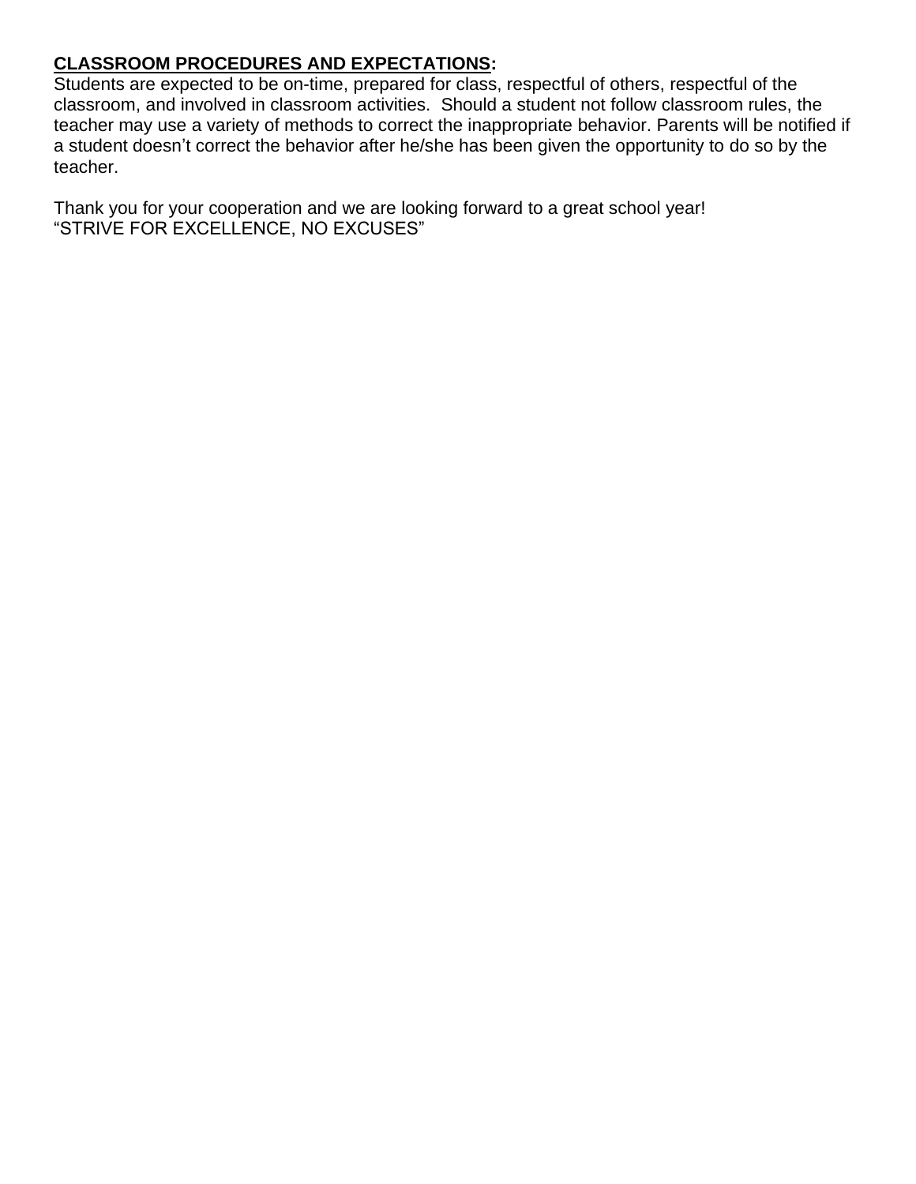**CLASSROOM PROCEDURES AND EXPECTATIONS:**

Students are expected to be on-time, prepared for class, respectful of others, respectful of the classroom, and involved in classroom activities. Should a student not follow classroom rules, the teacher may use a variety of methods to correct the inappropriate behavior. Parents will be notified if a student doesn't correct the behavior after he/she has been given the opportunity to do so by the teacher.

Thank you for your cooperation and we are looking forward to a great school year!
"STRIVE FOR EXCELLENCE, NO EXCUSES"